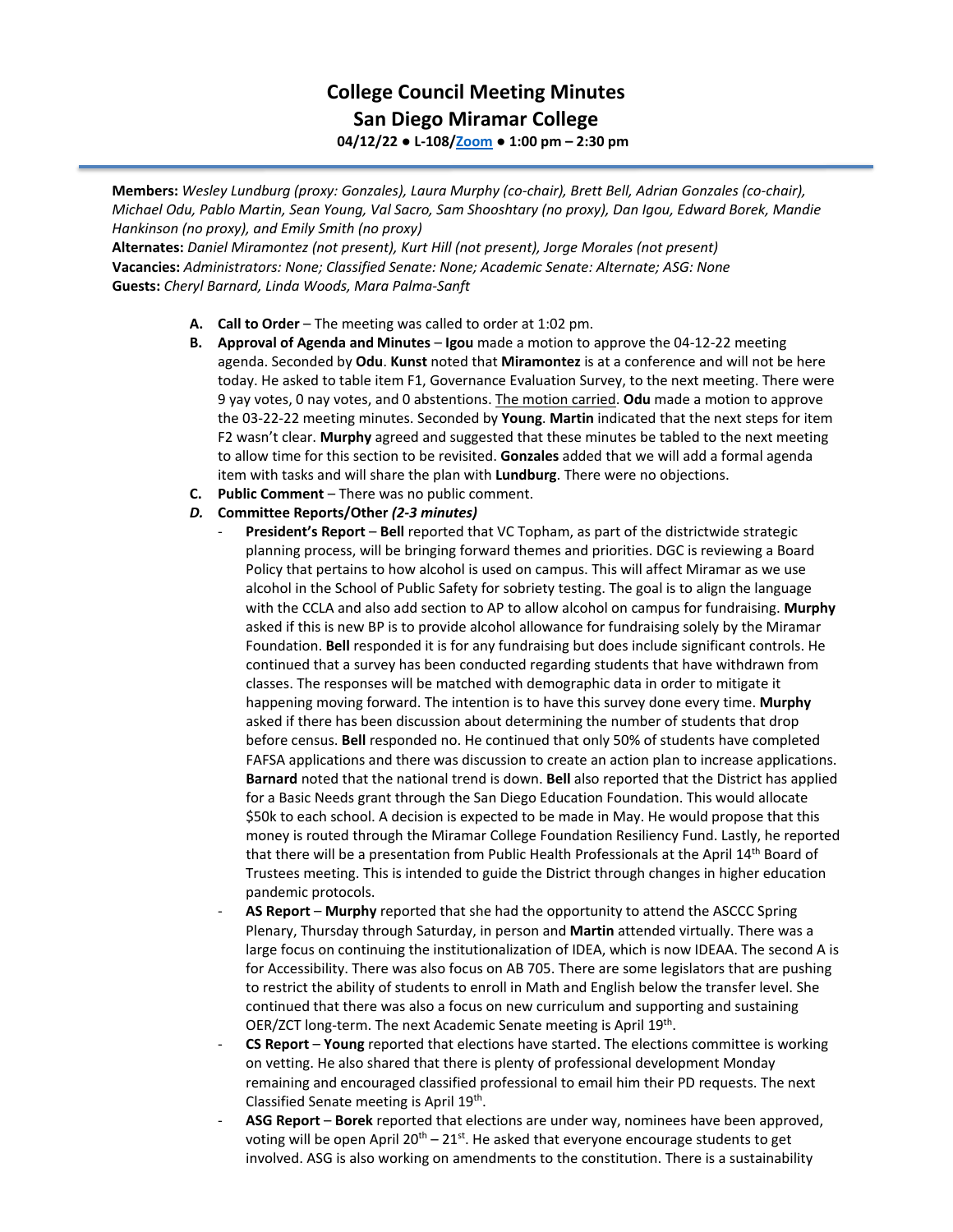# College Council Meeting Minutes
## San Diego Miramar College
**04/12/22 ● L-108/Zoom ● 1:00 pm – 2:30 pm**

**Members:** *Wesley Lundburg (proxy: Gonzales), Laura Murphy (co-chair), Brett Bell, Adrian Gonzales (co-chair), Michael Odu, Pablo Martin, Sean Young, Val Sacro, Sam Shooshtary (no proxy), Dan Igou, Edward Borek, Mandie Hankinson (no proxy), and Emily Smith (no proxy)*
**Alternates:** *Daniel Miramontez (not present), Kurt Hill (not present), Jorge Morales (not present)*
**Vacancies:** *Administrators: None; Classified Senate: None; Academic Senate: Alternate; ASG: None*
**Guests:** *Cheryl Barnard, Linda Woods, Mara Palma-Sanft*

A. **Call to Order** – The meeting was called to order at 1:02 pm.

B. **Approval of Agenda and Minutes** – **Igou** made a motion to approve the 04-12-22 meeting agenda. Seconded by **Odu**. **Kunst** noted that **Miramontez** is at a conference and will not be here today. He asked to table item F1, Governance Evaluation Survey, to the next meeting. There were 9 yay votes, 0 nay votes, and 0 abstentions. <u>The motion carried</u>. **Odu** made a motion to approve the 03-22-22 meeting minutes. Seconded by **Young**. **Martin** indicated that the next steps for item F2 wasn't clear. **Murphy** agreed and suggested that these minutes be tabled to the next meeting to allow time for this section to be revisited. **Gonzales** added that we will add a formal agenda item with tasks and will share the plan with **Lundburg**. There were no objections.

C. **Public Comment** – There was no public comment.

D. ***Committee Reports/Other (2-3 minutes)***

- **President's Report** – **Bell** reported that VC Topham, as part of the districtwide strategic planning process, will be bringing forward themes and priorities. DGC is reviewing a Board Policy that pertains to how alcohol is used on campus. This will affect Miramar as we use alcohol in the School of Public Safety for sobriety testing. The goal is to align the language with the CCLA and also add section to AP to allow alcohol on campus for fundraising. **Murphy** asked if this is new BP is to provide alcohol allowance for fundraising solely by the Miramar Foundation. **Bell** responded it is for any fundraising but does include significant controls. He continued that a survey has been conducted regarding students that have withdrawn from classes. The responses will be matched with demographic data in order to mitigate it happening moving forward. The intention is to have this survey done every time. **Murphy** asked if there has been discussion about determining the number of students that drop before census. **Bell** responded no. He continued that only 50% of students have completed FAFSA applications and there was discussion to create an action plan to increase applications. **Barnard** noted that the national trend is down. **Bell** also reported that the District has applied for a Basic Needs grant through the San Diego Education Foundation. This would allocate $50k to each school. A decision is expected to be made in May. He would propose that this money is routed through the Miramar College Foundation Resiliency Fund. Lastly, he reported that there will be a presentation from Public Health Professionals at the April 14th Board of Trustees meeting. This is intended to guide the District through changes in higher education pandemic protocols.
- **AS Report** – **Murphy** reported that she had the opportunity to attend the ASCCC Spring Plenary, Thursday through Saturday, in person and **Martin** attended virtually. There was a large focus on continuing the institutionalization of IDEA, which is now IDEAA. The second A is for Accessibility. There was also focus on AB 705. There are some legislators that are pushing to restrict the ability of students to enroll in Math and English below the transfer level. She continued that there was also a focus on new curriculum and supporting and sustaining OER/ZCT long-term. The next Academic Senate meeting is April 19th.
- **CS Report** – **Young** reported that elections have started. The elections committee is working on vetting. He also shared that there is plenty of professional development Monday remaining and encouraged classified professional to email him their PD requests. The next Classified Senate meeting is April 19th.
- **ASG Report** – **Borek** reported that elections are under way, nominees have been approved, voting will be open April 20th – 21st. He asked that everyone encourage students to get involved. ASG is also working on amendments to the constitution. There is a sustainability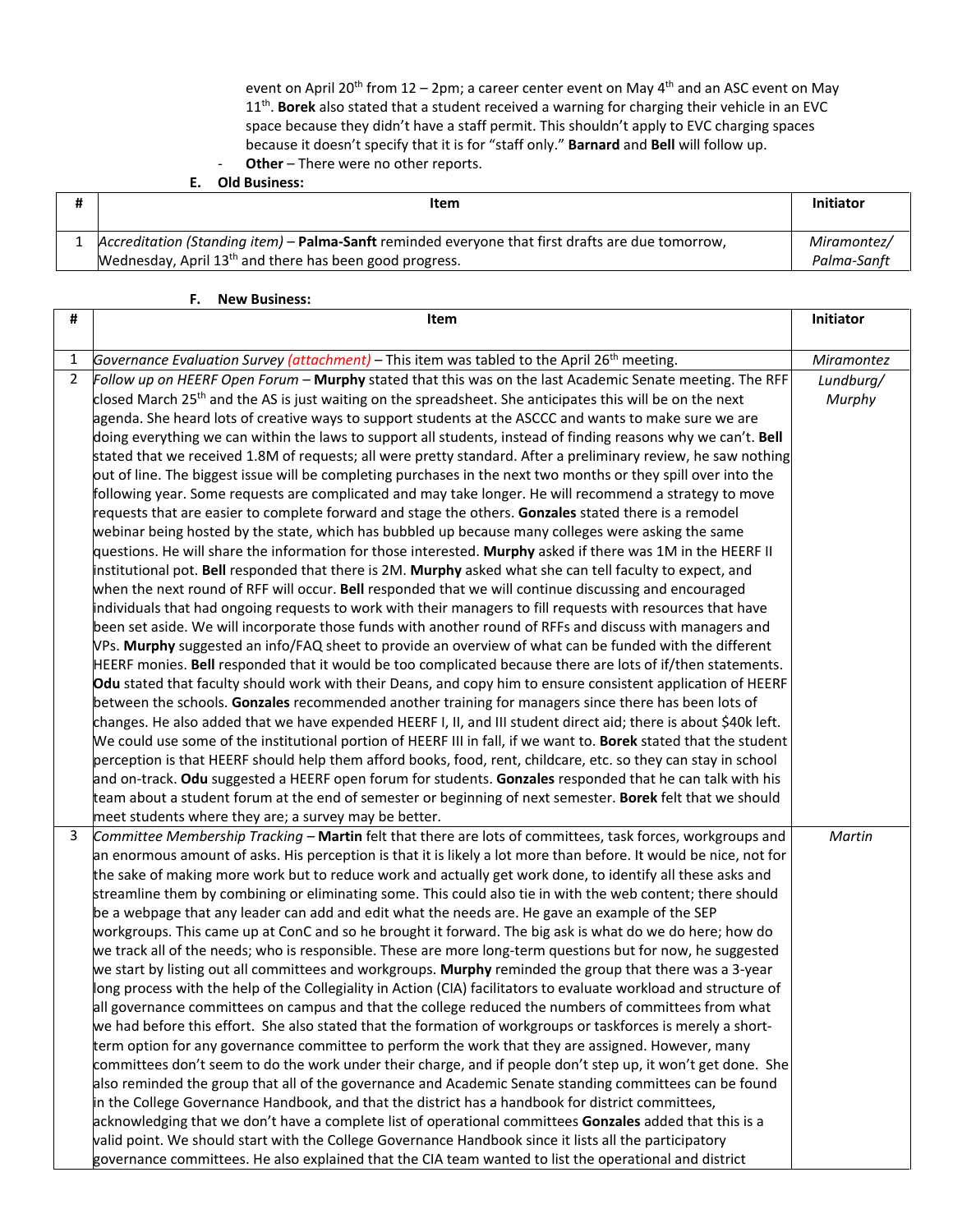event on April 20th from 12 – 2pm; a career center event on May 4th and an ASC event on May 11th. **Borek** also stated that a student received a warning for charging their vehicle in an EVC space because they didn't have a staff permit. This shouldn't apply to EVC charging spaces because it doesn't specify that it is for "staff only." **Barnard** and **Bell** will follow up.

- **Other** – There were no other reports.

### E. Old Business:

| # | Item | Initiator |
|---|---|---|
| 1 | *Accreditation (Standing item)* – **Palma-Sanft** reminded everyone that first drafts are due tomorrow, Wednesday, April 13th and there has been good progress. | *Miramontez/ Palma-Sanft* |

### F. New Business:

| # | Item | Initiator |
|---|---|---|
| 1 | *Governance Evaluation Survey (attachment)* – This item was tabled to the April 26th meeting. | *Miramontez* |
| 2 | *Follow up on HEERF Open Forum* – **Murphy** stated that this was on the last Academic Senate meeting. The RFF closed March 25th and the AS is just waiting on the spreadsheet. She anticipates this will be on the next agenda. She heard lots of creative ways to support students at the ASCCC and wants to make sure we are doing everything we can within the laws to support all students, instead of finding reasons why we can't. **Bell** stated that we received 1.8M of requests; all were pretty standard. After a preliminary review, he saw nothing out of line. The biggest issue will be completing purchases in the next two months or they spill over into the following year. Some requests are complicated and may take longer. He will recommend a strategy to move requests that are easier to complete forward and stage the others. **Gonzales** stated there is a remodel webinar being hosted by the state, which has bubbled up because many colleges were asking the same questions. He will share the information for those interested. **Murphy** asked if there was 1M in the HEERF II institutional pot. **Bell** responded that there is 2M. **Murphy** asked what she can tell faculty to expect, and when the next round of RFF will occur. **Bell** responded that we will continue discussing and encouraged individuals that had ongoing requests to work with their managers to fill requests with resources that have been set aside. We will incorporate those funds with another round of RFFs and discuss with managers and VPs. **Murphy** suggested an info/FAQ sheet to provide an overview of what can be funded with the different HEERF monies. **Bell** responded that it would be too complicated because there are lots of if/then statements. **Odu** stated that faculty should work with their Deans, and copy him to ensure consistent application of HEERF between the schools. **Gonzales** recommended another training for managers since there has been lots of changes. He also added that we have expended HEERF I, II, and III student direct aid; there is about $40k left. We could use some of the institutional portion of HEERF III in fall, if we want to. **Borek** stated that the student perception is that HEERF should help them afford books, food, rent, childcare, etc. so they can stay in school and on-track. **Odu** suggested a HEERF open forum for students. **Gonzales** responded that he can talk with his team about a student forum at the end of semester or beginning of next semester. **Borek** felt that we should meet students where they are; a survey may be better. | *Lundburg/ Murphy* |
| 3 | *Committee Membership Tracking* – **Martin** felt that there are lots of committees, task forces, workgroups and an enormous amount of asks. His perception is that it is likely a lot more than before. It would be nice, not for the sake of making more work but to reduce work and actually get work done, to identify all these asks and streamline them by combining or eliminating some. This could also tie in with the web content; there should be a webpage that any leader can add and edit what the needs are. He gave an example of the SEP workgroups. This came up at ConC and so he brought it forward. The big ask is what do we do here; how do we track all of the needs; who is responsible. These are more long-term questions but for now, he suggested we start by listing out all committees and workgroups. **Murphy** reminded the group that there was a 3-year long process with the help of the Collegiality in Action (CIA) facilitators to evaluate workload and structure of all governance committees on campus and that the college reduced the numbers of committees from what we had before this effort. She also stated that the formation of workgroups or taskforces is merely a short-term option for any governance committee to perform the work that they are assigned. However, many committees don't seem to do the work under their charge, and if people don't step up, it won't get done. She also reminded the group that all of the governance and Academic Senate standing committees can be found in the College Governance Handbook, and that the district has a handbook for district committees, acknowledging that we don't have a complete list of operational committees **Gonzales** added that this is a valid point. We should start with the College Governance Handbook since it lists all the participatory governance committees. He also explained that the CIA team wanted to list the operational and district | *Martin* |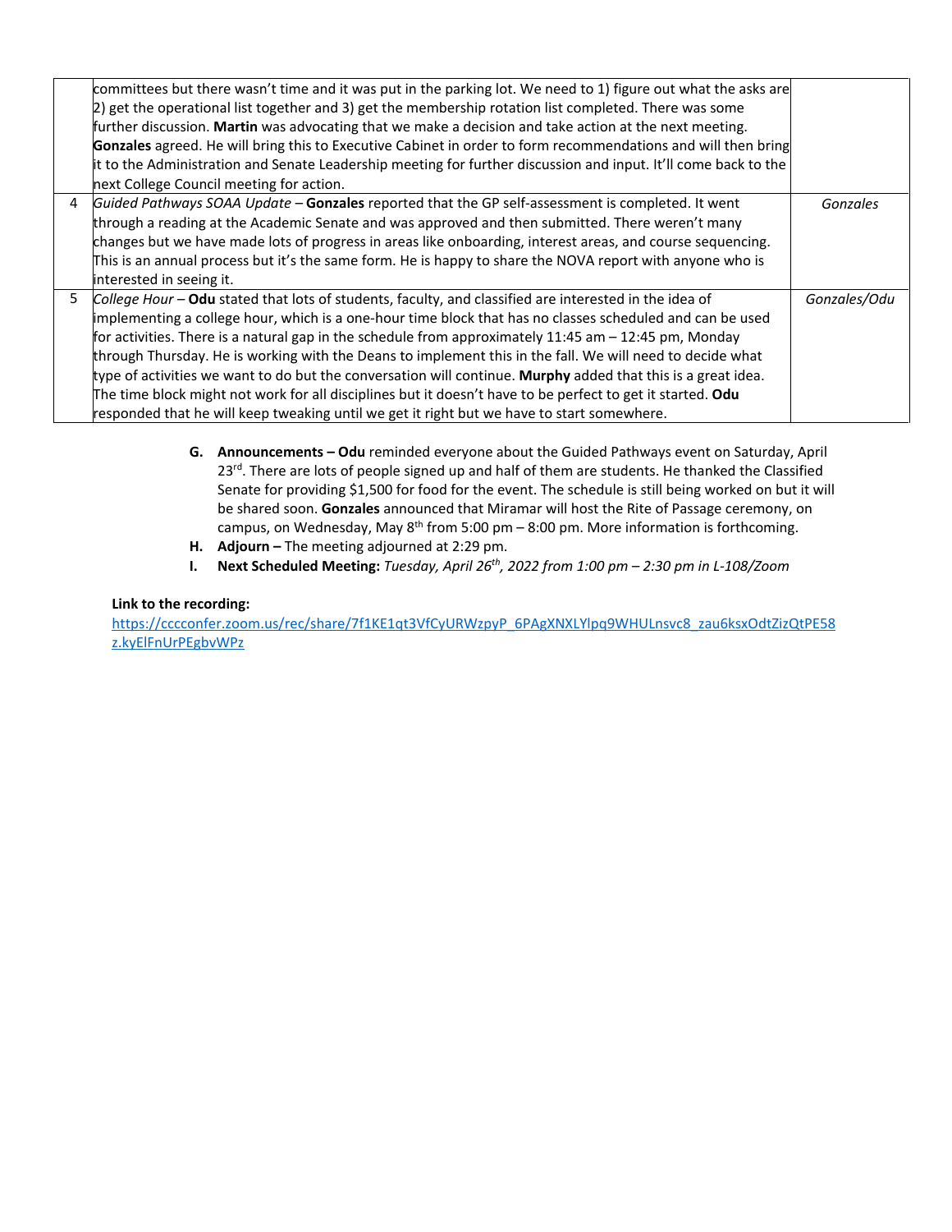| | | |
|---|---|---|
| | committees but there wasn't time and it was put in the parking lot. We need to 1) figure out what the asks are 2) get the operational list together and 3) get the membership rotation list completed. There was some further discussion. **Martin** was advocating that we make a decision and take action at the next meeting. **Gonzales** agreed. He will bring this to Executive Cabinet in order to form recommendations and will then bring it to the Administration and Senate Leadership meeting for further discussion and input. It'll come back to the next College Council meeting for action. | |
| 4 | *Guided Pathways SOAA Update* – **Gonzales** reported that the GP self-assessment is completed. It went through a reading at the Academic Senate and was approved and then submitted. There weren't many changes but we have made lots of progress in areas like onboarding, interest areas, and course sequencing. This is an annual process but it's the same form. He is happy to share the NOVA report with anyone who is interested in seeing it. | *Gonzales* |
| 5 | *College Hour* – **Odu** stated that lots of students, faculty, and classified are interested in the idea of implementing a college hour, which is a one-hour time block that has no classes scheduled and can be used for activities. There is a natural gap in the schedule from approximately 11:45 am – 12:45 pm, Monday through Thursday. He is working with the Deans to implement this in the fall. We will need to decide what type of activities we want to do but the conversation will continue. **Murphy** added that this is a great idea. The time block might not work for all disciplines but it doesn't have to be perfect to get it started. **Odu** responded that he will keep tweaking until we get it right but we have to start somewhere. | *Gonzales/Odu* |

**G. Announcements – Odu** reminded everyone about the Guided Pathways event on Saturday, April 23rd. There are lots of people signed up and half of them are students. He thanked the Classified Senate for providing $1,500 for food for the event. The schedule is still being worked on but it will be shared soon. **Gonzales** announced that Miramar will host the Rite of Passage ceremony, on campus, on Wednesday, May 8th from 5:00 pm – 8:00 pm. More information is forthcoming.

**H. Adjourn –** The meeting adjourned at 2:29 pm.

**I. Next Scheduled Meeting:** *Tuesday, April 26th, 2022 from 1:00 pm – 2:30 pm in L-108/Zoom*

**Link to the recording:**
https://cccconfer.zoom.us/rec/share/7f1KE1qt3VfCyURWzpyP_6PAgXNXLYlpq9WHULnsvc8_zau6ksxOdtZizQtPE58z.kyElFnUrPEgbvWPz